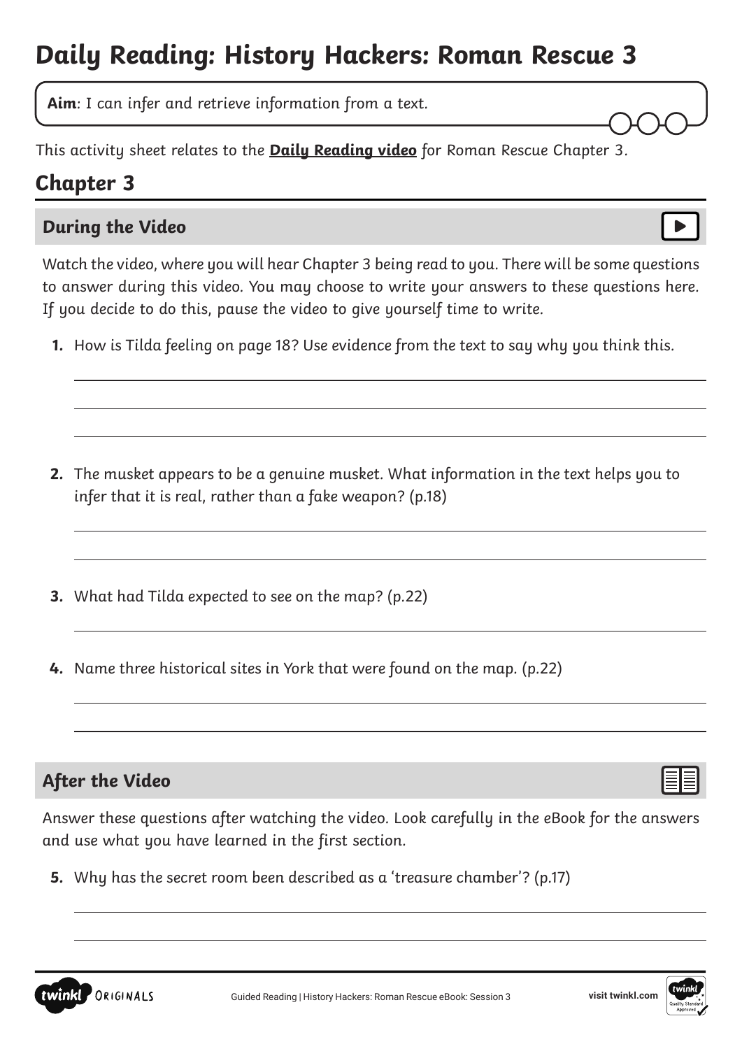# Daily Reading: History Hackers: Roman Rescue 3

**Aim**: *I can infer and retrieve information from a text.*

This activity sheet relates to the **Daily Reading video** for Roman Rescue Chapter 3.

## Chapter 3

### During the Video

*Watch the video, where you will hear Chapter 3 being read to you. There will be some questions to answer during this video. You may choose to write your answers to these questions here. If you decide to do this, pause the video to give yourself time to write.*

1. *How is Tilda feeling on page 18? Use evidence from the text to say why you think this.*

2. *The musket appears to be a genuine musket. What information in the text helps you to infer that it is real, rather than a fake weapon? (p.18)*

3. *What had Tilda expected to see on the map? (p.22)*

4. *Name three historical sites in York that were found on the map. (p.22)*

### After the Video

*Answer these questions after watching the video. Look carefully in the eBook for the answers and use what you have learned in the first section.*

5. *Why has the secret room been described as a 'treasure chamber'? (p.17)*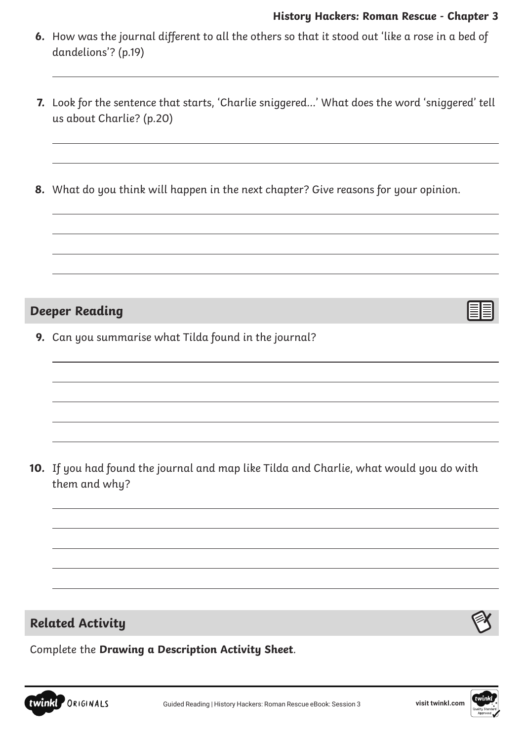6. How was the journal different to all the others so that it stood out 'like a rose in a bed of dandelions'? (p.19)

7. Look for the sentence that starts, 'Charlie sniggered…' What does the word 'sniggered' tell us about Charlie? (p.20)

8. What do you think will happen in the next chapter? Give reasons for your opinion.

## Deeper Reading

9. Can you summarise what Tilda found in the journal?

10. If you had found the journal and map like Tilda and Charlie, what would you do with them and why?

## Related Activity

Complete the **Drawing a Description Activity Sheet**.